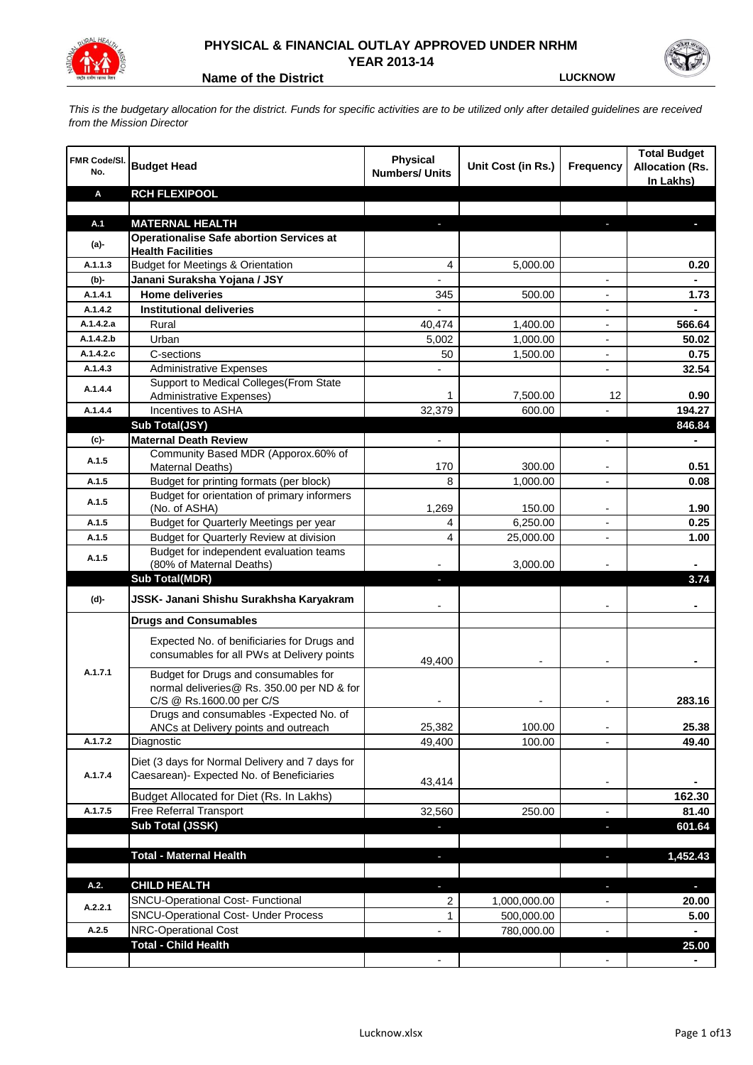# PHYSICAL & FINANCIAL OUTLAY APPROVED UNDER NRHM

## YEAR 2013-14

**Name of the District** LUCKNOW

*This is the budgetary allocation for the district. Funds for specific activities are to be utilized only after detailed guidelines are received from the Mission Director*

| FMR Code/Sl. No. | Budget Head | Physical Numbers/ Units | Unit Cost (in Rs.) | Frequency | Total Budget Allocation (Rs. In Lakhs) |
|---|---|---|---|---|---|
| **A** | **RCH FLEXIPOOL** | | | | |
| | | | | | |
| **A.1** | **MATERNAL HEALTH** | - | | - | - |
| (a)- | **Operationalise Safe abortion Services at Health Facilities** | | | | |
| A.1.1.3 | Budget for Meetings & Orientation | 4 | 5,000.00 | | 0.20 |
| (b)- | **Janani Suraksha Yojana / JSY** | - | | - | - |
| A.1.4.1 | **Home deliveries** | 345 | 500.00 | - | 1.73 |
| A.1.4.2 | **Institutional deliveries** | - | | - | - |
| A.1.4.2.a | Rural | 40,474 | 1,400.00 | - | 566.64 |
| A.1.4.2.b | Urban | 5,002 | 1,000.00 | - | 50.02 |
| A.1.4.2.c | C-sections | 50 | 1,500.00 | - | 0.75 |
| A.1.4.3 | Administrative Expenses | - | | - | 32.54 |
| A.1.4.4 | Support to Medical Colleges(From State Administrative Expenses) | 1 | 7,500.00 | 12 | 0.90 |
| A.1.4.4 | Incentives to ASHA | 32,379 | 600.00 | - | 194.27 |
| | **Sub Total(JSY)** | | | | **846.84** |
| (c)- | **Maternal Death Review** | - | | - | - |
| A.1.5 | Community Based MDR (Apporox.60% of Maternal Deaths) | 170 | 300.00 | - | 0.51 |
| A.1.5 | Budget for printing formats (per block) | 8 | 1,000.00 | - | 0.08 |
| A.1.5 | Budget for orientation of primary informers (No. of ASHA) | 1,269 | 150.00 | - | 1.90 |
| A.1.5 | Budget for Quarterly Meetings per year | 4 | 6,250.00 | - | 0.25 |
| A.1.5 | Budget for Quarterly Review at division | 4 | 25,000.00 | - | 1.00 |
| A.1.5 | Budget for independent evaluation teams (80% of Maternal Deaths) | - | 3,000.00 | - | - |
| | **Sub Total(MDR)** | - | | | **3.74** |
| (d)- | **JSSK- Janani Shishu Surakhsha Karyakram** | - | | - | - |
| | **Drugs and Consumables** | | | | |
| A.1.7.1 | Expected No. of benificiaries for Drugs and consumables for all PWs at Delivery points | 49,400 | - | - | - |
| | Budget for Drugs and consumables for normal deliveries@ Rs. 350.00 per ND & for C/S @ Rs.1600.00 per C/S | - | - | - | 283.16 |
| | Drugs and consumables -Expected No. of ANCs at Delivery points and outreach | 25,382 | 100.00 | - | 25.38 |
| A.1.7.2 | Diagnostic | 49,400 | 100.00 | - | 49.40 |
| A.1.7.4 | Diet (3 days for Normal Delivery and 7 days for Caesarean)- Expected No. of Beneficiaries | 43,414 | | - | - |
| | Budget Allocated for Diet (Rs. In Lakhs) | | | | 162.30 |
| A.1.7.5 | Free Referral Transport | 32,560 | 250.00 | - | 81.40 |
| | **Sub Total (JSSK)** | - | | - | **601.64** |
| | | | | | |
| | **Total - Maternal Health** | - | | - | **1,452.43** |
| | | | | | |
| **A.2.** | **CHILD HEALTH** | - | | - | - |
| A.2.2.1 | SNCU-Operational Cost- Functional | 2 | 1,000,000.00 | - | 20.00 |
| | SNCU-Operational Cost- Under Process | 1 | 500,000.00 | | 5.00 |
| A.2.5 | NRC-Operational Cost | - | 780,000.00 | - | - |
| | **Total - Child Health** | | | | **25.00** |
| | | - | | - | - |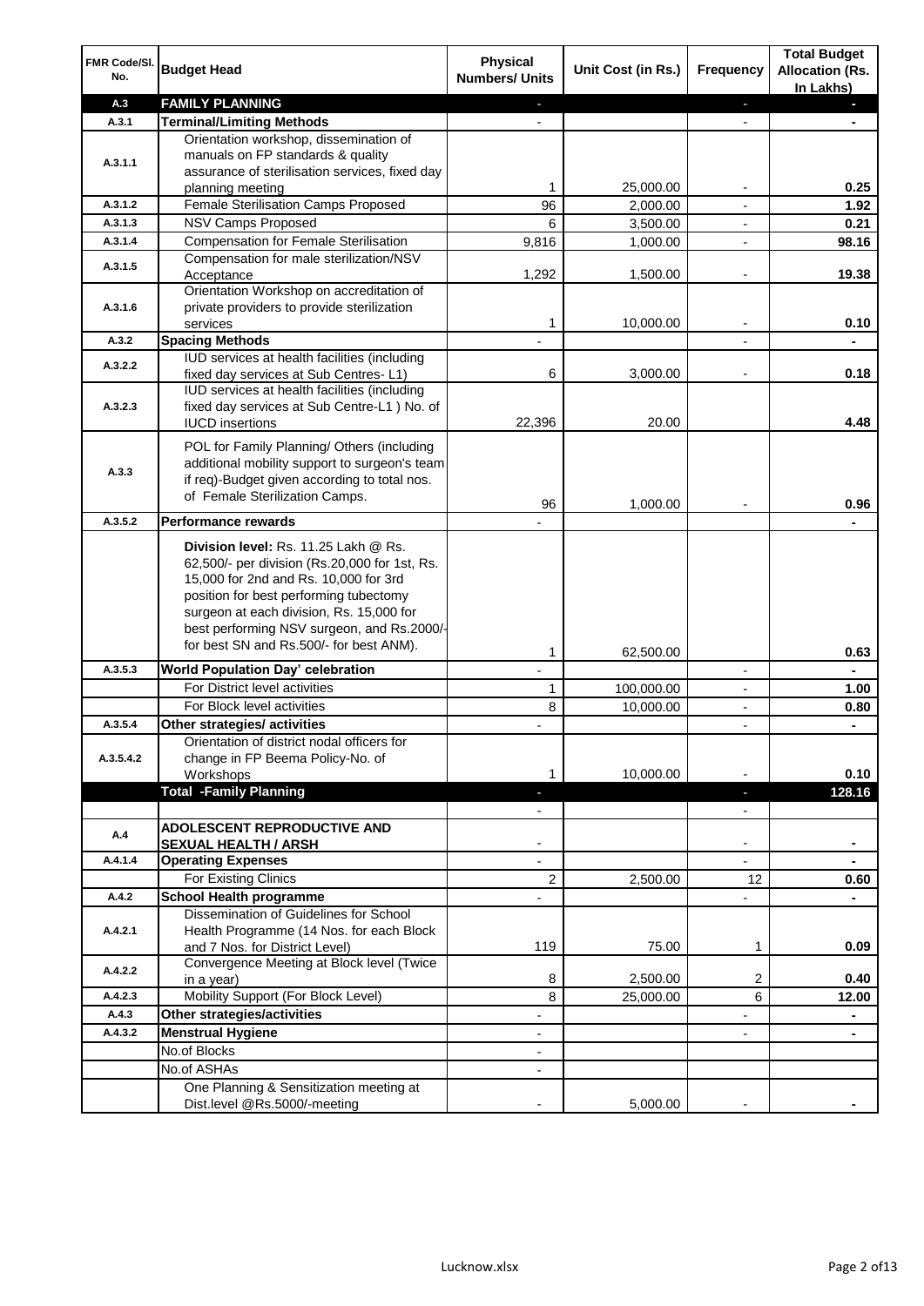| FMR Code/Sl. No. | Budget Head | Physical Numbers/ Units | Unit Cost (in Rs.) | Frequency | Total Budget Allocation (Rs. In Lakhs) |
|---|---|---|---|---|---|
| A.3 | **FAMILY PLANNING** | - | | - | - |
| A.3.1 | **Terminal/Limiting Methods** | - | | - | - |
| A.3.1.1 | Orientation workshop, dissemination of manuals on FP standards & quality assurance of sterilisation services, fixed day planning meeting | 1 | 25,000.00 | - | **0.25** |
| A.3.1.2 | Female Sterilisation Camps Proposed | 96 | 2,000.00 | - | **1.92** |
| A.3.1.3 | NSV Camps Proposed | 6 | 3,500.00 | - | **0.21** |
| A.3.1.4 | Compensation for Female Sterilisation | 9,816 | 1,000.00 | - | **98.16** |
| A.3.1.5 | Compensation for male sterilization/NSV Acceptance | 1,292 | 1,500.00 | - | **19.38** |
| A.3.1.6 | Orientation Workshop on accreditation of private providers to provide sterilization services | 1 | 10,000.00 | - | **0.10** |
| A.3.2 | **Spacing Methods** | - | | - | - |
| A.3.2.2 | IUD services at health facilities (including fixed day services at Sub Centres- L1) | 6 | 3,000.00 | - | **0.18** |
| A.3.2.3 | IUD services at health facilities (including fixed day services at Sub Centre-L1 ) No. of IUCD insertions | 22,396 | 20.00 | | **4.48** |
| A.3.3 | POL for Family Planning/ Others (including additional mobility support to surgeon's team if req)-Budget given according to total nos. of Female Sterilization Camps. | 96 | 1,000.00 | - | **0.96** |
| A.3.5.2 | **Performance rewards** | - | | | - |
| | **Division level:** Rs. 11.25 Lakh @ Rs. 62,500/- per division (Rs.20,000 for 1st, Rs. 15,000 for 2nd and Rs. 10,000 for 3rd position for best performing tubectomy surgeon at each division, Rs. 15,000 for best performing NSV surgeon, and Rs.2000/- for best SN and Rs.500/- for best ANM). | 1 | 62,500.00 | | **0.63** |
| A.3.5.3 | **World Population Day' celebration** | - | | - | - |
| | For District level activities | 1 | 100,000.00 | - | **1.00** |
| | For Block level activities | 8 | 10,000.00 | - | **0.80** |
| A.3.5.4 | **Other strategies/ activities** | - | | - | - |
| A.3.5.4.2 | Orientation of district nodal officers for change in FP Beema Policy-No. of Workshops | 1 | 10,000.00 | - | **0.10** |
| | **Total -Family Planning** | - | | - | **128.16** |
| | | - | | - | |
| A.4 | **ADOLESCENT REPRODUCTIVE AND SEXUAL HEALTH / ARSH** | - | | - | - |
| A.4.1.4 | **Operating Expenses** | - | | - | - |
| | For Existing Clinics | 2 | 2,500.00 | 12 | **0.60** |
| A.4.2 | **School Health programme** | - | | - | - |
| A.4.2.1 | Dissemination of Guidelines for School Health Programme (14 Nos. for each Block and 7 Nos. for District Level) | 119 | 75.00 | 1 | **0.09** |
| A.4.2.2 | Convergence Meeting at Block level (Twice in a year) | 8 | 2,500.00 | 2 | **0.40** |
| A.4.2.3 | Mobility Support (For Block Level) | 8 | 25,000.00 | 6 | **12.00** |
| A.4.3 | **Other strategies/activities** | - | | - | - |
| A.4.3.2 | **Menstrual Hygiene** | - | | - | - |
| | No.of Blocks | - | | | |
| | No.of ASHAs | - | | | |
| | One Planning & Sensitization meeting at Dist.level @Rs.5000/-meeting | - | 5,000.00 | - | - |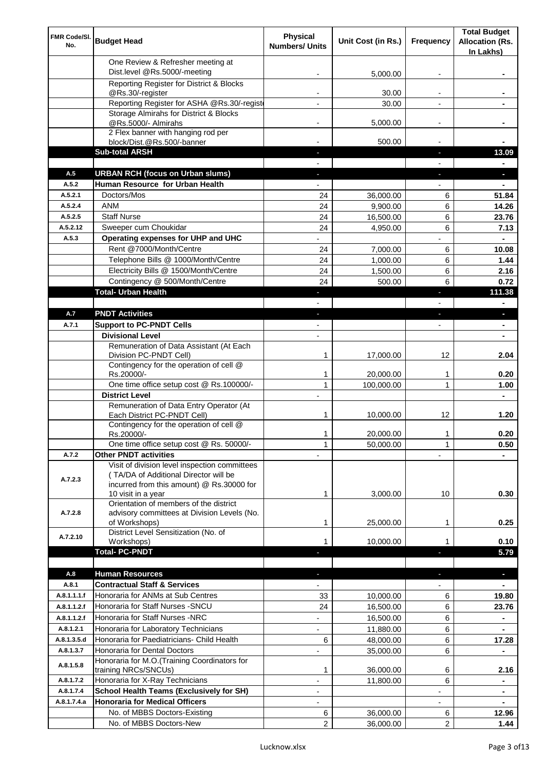| FMR Code/Sl. No. | Budget Head | Physical Numbers/ Units | Unit Cost (in Rs.) | Frequency | Total Budget Allocation (Rs. In Lakhs) |
|---|---|---|---|---|---|
| | One Review & Refresher meeting at Dist.level @Rs.5000/-meeting | - | 5,000.00 | - | - |
| | Reporting Register for District & Blocks @Rs.30/-register | - | 30.00 | - | - |
| | Reporting Register for ASHA @Rs.30/-registe | - | 30.00 | - | - |
| | Storage Almirahs for District & Blocks @Rs.5000/- Almirahs | - | 5,000.00 | - | - |
| | 2 Flex banner with hanging rod per block/Dist.@Rs.500/-banner | - | 500.00 | - | - |
| | **Sub-total ARSH** | - | | - | **13.09** |
| | | - | | - | - |
| **A.5** | **URBAN RCH (focus on Urban slums)** | - | | - | - |
| **A.5.2** | **Human Resource for Urban Health** | - | | - | - |
| A.5.2.1 | Doctors/Mos | 24 | 36,000.00 | 6 | **51.84** |
| A.5.2.4 | ANM | 24 | 9,900.00 | 6 | **14.26** |
| A.5.2.5 | Staff Nurse | 24 | 16,500.00 | 6 | **23.76** |
| A.5.2.12 | Sweeper cum Choukidar | 24 | 4,950.00 | 6 | **7.13** |
| **A.5.3** | **Operating expenses for UHP and UHC** | - | | - | - |
| | Rent @7000/Month/Centre | 24 | 7,000.00 | 6 | **10.08** |
| | Telephone Bills @ 1000/Month/Centre | 24 | 1,000.00 | 6 | **1.44** |
| | Electricity Bills @ 1500/Month/Centre | 24 | 1,500.00 | 6 | **2.16** |
| | Contingency @ 500/Month/Centre | 24 | 500.00 | 6 | **0.72** |
| | **Total- Urban Health** | - | | - | **111.38** |
| | | - | | - | - |
| **A.7** | **PNDT Activities** | - | | - | - |
| **A.7.1** | **Support to PC-PNDT Cells** | - | | - | - |
| | **Divisional Level** | - | | | - |
| | Remuneration of Data Assistant (At Each Division PC-PNDT Cell) | 1 | 17,000.00 | 12 | **2.04** |
| | Contingency for the operation of cell @ Rs.20000/- | 1 | 20,000.00 | 1 | **0.20** |
| | One time office setup cost @ Rs.100000/- | 1 | 100,000.00 | 1 | **1.00** |
| | **District Level** | - | | | - |
| | Remuneration of Data Entry Operator (At Each District PC-PNDT Cell) | 1 | 10,000.00 | 12 | **1.20** |
| | Contingency for the operation of cell @ Rs.20000/- | 1 | 20,000.00 | 1 | **0.20** |
| | One time office setup cost @ Rs. 50000/- | 1 | 50,000.00 | 1 | **0.50** |
| **A.7.2** | **Other PNDT activities** | - | | - | - |
| A.7.2.3 | Visit of division level inspection committees ( TA/DA of Additional Director will be incurred from this amount) @ Rs.30000 for 10 visit in a year | 1 | 3,000.00 | 10 | **0.30** |
| A.7.2.8 | Orientation of members of the district advisory committees at Division Levels (No. of Workshops) | 1 | 25,000.00 | 1 | **0.25** |
| A.7.2.10 | District Level Sensitization (No. of Workshops) | 1 | 10,000.00 | 1 | **0.10** |
| | **Total- PC-PNDT** | - | | - | **5.79** |
| | | | | | |
| **A.8** | **Human Resources** | - | | - | - |
| **A.8.1** | **Contractual Staff & Services** | - | | - | - |
| A.8.1.1.1.f | Honoraria for ANMs at Sub Centres | 33 | 10,000.00 | 6 | **19.80** |
| A.8.1.1.2.f | Honoraria for Staff Nurses -SNCU | 24 | 16,500.00 | 6 | **23.76** |
| A.8.1.1.2.f | Honoraria for Staff Nurses -NRC | - | 16,500.00 | 6 | - |
| A.8.1.2.1 | Honoraria for Laboratory Technicians | - | 11,880.00 | 6 | - |
| A.8.1.3.5.d | Honoraria for Paediatricians- Child Health | 6 | 48,000.00 | 6 | **17.28** |
| A.8.1.3.7 | Honoraria for Dental Doctors | - | 35,000.00 | 6 | - |
| A.8.1.5.8 | Honoraria for M.O.(Training Coordinators for training NRCs/SNCUs) | 1 | 36,000.00 | 6 | **2.16** |
| A.8.1.7.2 | Honoraria for X-Ray Technicians | - | 11,800.00 | 6 | - |
| A.8.1.7.4 | **School Health Teams (Exclusively for SH)** | - | | - | - |
| A.8.1.7.4.a | **Honoraria for Medical Officers** | - | | - | - |
| | No. of MBBS Doctors-Existing | 6 | 36,000.00 | 6 | **12.96** |
| | No. of MBBS Doctors-New | 2 | 36,000.00 | 2 | **1.44** |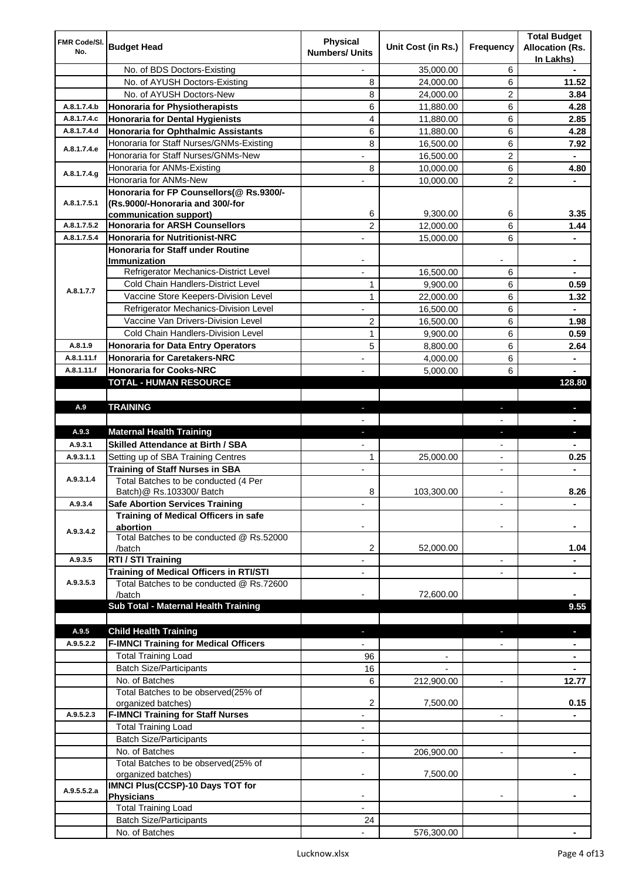| FMR Code/Sl. No. | Budget Head | Physical Numbers/ Units | Unit Cost (in Rs.) | Frequency | Total Budget Allocation (Rs. In Lakhs) |
|---|---|---|---|---|---|
| | No. of BDS Doctors-Existing | - | 35,000.00 | 6 | - |
| | No. of AYUSH Doctors-Existing | 8 | 24,000.00 | 6 | 11.52 |
| | No. of AYUSH Doctors-New | 8 | 24,000.00 | 2 | 3.84 |
| A.8.1.7.4.b | **Honoraria for Physiotherapists** | 6 | 11,880.00 | 6 | 4.28 |
| A.8.1.7.4.c | **Honoraria for Dental Hygienists** | 4 | 11,880.00 | 6 | 2.85 |
| A.8.1.7.4.d | **Honoraria for Ophthalmic Assistants** | 6 | 11,880.00 | 6 | 4.28 |
| A.8.1.7.4.e | Honoraria for Staff Nurses/GNMs-Existing | 8 | 16,500.00 | 6 | 7.92 |
| | Honoraria for Staff Nurses/GNMs-New | - | 16,500.00 | 2 | - |
| A.8.1.7.4.g | Honoraria for ANMs-Existing | 8 | 10,000.00 | 6 | 4.80 |
| | Honoraria for ANMs-New | - | 10,000.00 | 2 | - |
| A.8.1.7.5.1 | **Honoraria for FP Counsellors(@ Rs.9300/- (Rs.9000/-Honoraria and 300/-for communication support)** | 6 | 9,300.00 | 6 | 3.35 |
| A.8.1.7.5.2 | **Honoraria for ARSH Counsellors** | 2 | 12,000.00 | 6 | 1.44 |
| A.8.1.7.5.4 | **Honoraria for Nutritionist-NRC** | - | 15,000.00 | 6 | - |
| A.8.1.7.7 | **Honoraria for Staff under Routine Immunization** | - | | - | - |
| | Refrigerator Mechanics-District Level | - | 16,500.00 | 6 | - |
| | Cold Chain Handlers-District Level | 1 | 9,900.00 | 6 | 0.59 |
| | Vaccine Store Keepers-Division Level | 1 | 22,000.00 | 6 | 1.32 |
| | Refrigerator Mechanics-Division Level | - | 16,500.00 | 6 | - |
| | Vaccine Van Drivers-Division Level | 2 | 16,500.00 | 6 | 1.98 |
| | Cold Chain Handlers-Division Level | 1 | 9,900.00 | 6 | 0.59 |
| A.8.1.9 | **Honoraria for Data Entry Operators** | 5 | 8,800.00 | 6 | 2.64 |
| A.8.1.11.f | **Honoraria for Caretakers-NRC** | - | 4,000.00 | 6 | - |
| A.8.1.11.f | **Honoraria for Cooks-NRC** | - | 5,000.00 | 6 | - |
| | **TOTAL - HUMAN RESOURCE** | | | | **128.80** |
| | | | | | |
| A.9 | **TRAINING** | - | | - | - |
| | | - | | - | - |
| A.9.3 | **Maternal Health Training** | - | | - | - |
| A.9.3.1 | **Skilled Attendance at Birth / SBA** | - | | - | - |
| A.9.3.1.1 | Setting up of SBA Training Centres | 1 | 25,000.00 | - | 0.25 |
| A.9.3.1.4 | **Training of Staff Nurses in SBA** | - | | - | - |
| | Total Batches to be conducted (4 Per Batch)@ Rs.103300/ Batch | 8 | 103,300.00 | - | 8.26 |
| A.9.3.4 | **Safe Abortion Services Training** | - | | - | - |
| A.9.3.4.2 | **Training of Medical Officers in safe abortion** | - | | - | - |
| | Total Batches to be conducted @ Rs.52000 /batch | 2 | 52,000.00 | | 1.04 |
| A.9.3.5 | **RTI / STI Training** | - | | - | - |
| A.9.3.5.3 | **Training of Medical Officers in RTI/STI** | - | | - | - |
| | Total Batches to be conducted @ Rs.72600 /batch | - | 72,600.00 | | - |
| | **Sub Total - Maternal Health Training** | | | | **9.55** |
| | | | | | |
| A.9.5 | **Child Health Training** | - | | - | - |
| A.9.5.2.2 | **F-IMNCI Training for Medical Officers** | - | | - | - |
| | Total Training Load | 96 | - | | - |
| | Batch Size/Participants | 16 | - | | - |
| | No. of Batches | 6 | 212,900.00 | - | 12.77 |
| | Total Batches to be observed(25% of organized batches) | 2 | 7,500.00 | | 0.15 |
| A.9.5.2.3 | **F-IMNCI Training for Staff Nurses** | - | | - | - |
| | Total Training Load | - | | | |
| | Batch Size/Participants | - | | | |
| | No. of Batches | - | 206,900.00 | - | - |
| | Total Batches to be observed(25% of organized batches) | - | 7,500.00 | | - |
| A.9.5.5.2.a | **IMNCI Plus(CCSP)-10 Days TOT for Physicians** | - | | - | - |
| | Total Training Load | - | | | |
| | Batch Size/Participants | 24 | | | |
| | No. of Batches | - | 576,300.00 | | - |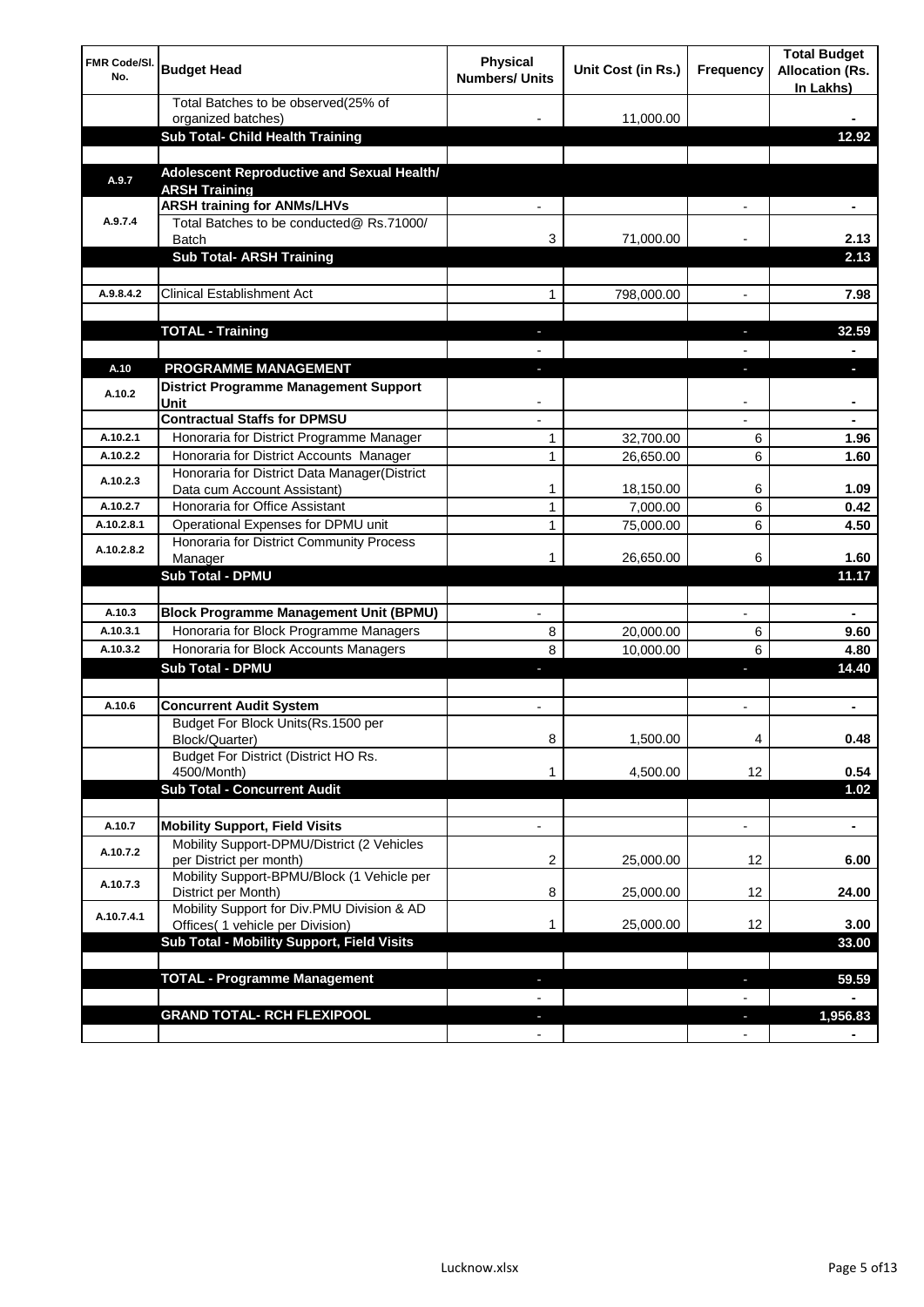| FMR Code/Sl. No. | Budget Head | Physical Numbers/ Units | Unit Cost (in Rs.) | Frequency | Total Budget Allocation (Rs. In Lakhs) |
|---|---|---|---|---|---|
| | Total Batches to be observed(25% of organized batches) | - | 11,000.00 | | - |
| | **Sub Total- Child Health Training** | | | | **12.92** |
| | | | | | |
| A.9.7 | **Adolescent Reproductive and Sexual Health/ ARSH Training** | | | | |
| A.9.7.4 | **ARSH training for ANMs/LHVs** | - | | - | - |
| | Total Batches to be conducted@ Rs.71000/ Batch | 3 | 71,000.00 | - | 2.13 |
| | **Sub Total- ARSH Training** | | | | **2.13** |
| | | | | | |
| A.9.8.4.2 | Clinical Establishment Act | 1 | 798,000.00 | - | 7.98 |
| | | | | | |
| | **TOTAL - Training** | - | | - | **32.59** |
| | | - | | - | - |
| A.10 | **PROGRAMME MANAGEMENT** | - | | - | - |
| A.10.2 | **District Programme Management Support Unit** | - | | - | - |
| | **Contractual Staffs for DPMSU** | - | | - | - |
| A.10.2.1 | Honoraria for District Programme Manager | 1 | 32,700.00 | 6 | 1.96 |
| A.10.2.2 | Honoraria for District Accounts Manager | 1 | 26,650.00 | 6 | 1.60 |
| A.10.2.3 | Honoraria for District Data Manager(District Data cum Account Assistant) | 1 | 18,150.00 | 6 | 1.09 |
| A.10.2.7 | Honoraria for Office Assistant | 1 | 7,000.00 | 6 | 0.42 |
| A.10.2.8.1 | Operational Expenses for DPMU unit | 1 | 75,000.00 | 6 | 4.50 |
| A.10.2.8.2 | Honoraria for District Community Process Manager | 1 | 26,650.00 | 6 | 1.60 |
| | **Sub Total - DPMU** | | | | **11.17** |
| | | | | | |
| A.10.3 | **Block Programme Management Unit (BPMU)** | - | | - | - |
| A.10.3.1 | Honoraria for Block Programme Managers | 8 | 20,000.00 | 6 | 9.60 |
| A.10.3.2 | Honoraria for Block Accounts Managers | 8 | 10,000.00 | 6 | 4.80 |
| | **Sub Total - DPMU** | - | | - | **14.40** |
| | | | | | |
| A.10.6 | **Concurrent Audit System** | - | | - | - |
| | Budget For Block Units(Rs.1500 per Block/Quarter) | 8 | 1,500.00 | 4 | 0.48 |
| | Budget For District (District HO Rs. 4500/Month) | 1 | 4,500.00 | 12 | 0.54 |
| | **Sub Total - Concurrent Audit** | | | | **1.02** |
| | | | | | |
| A.10.7 | **Mobility Support, Field Visits** | - | | - | - |
| A.10.7.2 | Mobility Support-DPMU/District (2 Vehicles per District per month) | 2 | 25,000.00 | 12 | 6.00 |
| A.10.7.3 | Mobility Support-BPMU/Block (1 Vehicle per District per Month) | 8 | 25,000.00 | 12 | 24.00 |
| A.10.7.4.1 | Mobility Support for Div.PMU Division & AD Offices( 1 vehicle per Division) | 1 | 25,000.00 | 12 | 3.00 |
| | **Sub Total - Mobility Support, Field Visits** | | | | **33.00** |
| | | | | | |
| | **TOTAL - Programme Management** | - | | - | **59.59** |
| | | - | | - | - |
| | **GRAND TOTAL- RCH FLEXIPOOL** | - | | - | **1,956.83** |
| | | - | | - | - |

Lucknow.xlsx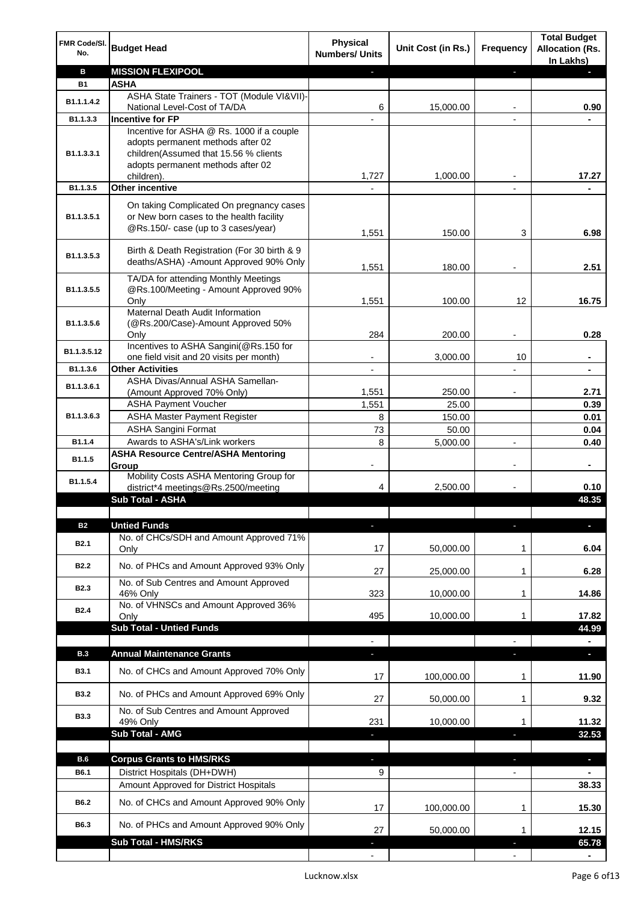| FMR Code/Sl. No. | Budget Head | Physical Numbers/ Units | Unit Cost (in Rs.) | Frequency | Total Budget Allocation (Rs. In Lakhs) |
|---|---|---|---|---|---|
| **B** | **MISSION FLEXIPOOL** | - | | - | - |
| **B1** | **ASHA** | | | | |
| B1.1.1.4.2 | ASHA State Trainers - TOT (Module VI&VII)-National Level-Cost of TA/DA | 6 | 15,000.00 | - | 0.90 |
| B1.1.3.3 | **Incentive for FP** | - | | - | - |
| B1.1.3.3.1 | Incentive for ASHA @ Rs. 1000 if a couple adopts permanent methods after 02 children(Assumed that 15.56 % clients adopts permanent methods after 02 children). | 1,727 | 1,000.00 | - | 17.27 |
| B1.1.3.5 | **Other incentive** | - | | - | - |
| B1.1.3.5.1 | On taking Complicated On pregnancy cases or New born cases to the health facility @Rs.150/- case (up to 3 cases/year) | 1,551 | 150.00 | 3 | 6.98 |
| B1.1.3.5.3 | Birth & Death Registration (For 30 birth & 9 deaths/ASHA) -Amount Approved 90% Only | 1,551 | 180.00 | - | 2.51 |
| B1.1.3.5.5 | TA/DA for attending Monthly Meetings @Rs.100/Meeting - Amount Approved 90% Only | 1,551 | 100.00 | 12 | 16.75 |
| B1.1.3.5.6 | Maternal Death Audit Information (@Rs.200/Case)-Amount Approved 50% Only | 284 | 200.00 | - | 0.28 |
| B1.1.3.5.12 | Incentives to ASHA Sangini(@Rs.150 for one field visit and 20 visits per month) | - | 3,000.00 | 10 | - |
| B1.1.3.6 | **Other Activities** | - | | - | - |
| B1.1.3.6.1 | ASHA Divas/Annual ASHA Samellan-(Amount Approved 70% Only) | 1,551 | 250.00 | - | 2.71 |
| B1.1.3.6.3 | ASHA Payment Voucher | 1,551 | 25.00 | | 0.39 |
| | ASHA Master Payment Register | 8 | 150.00 | | 0.01 |
| | ASHA Sangini Format | 73 | 50.00 | | 0.04 |
| B1.1.4 | Awards to ASHA's/Link workers | 8 | 5,000.00 | - | 0.40 |
| B1.1.5 | **ASHA Resource Centre/ASHA Mentoring Group** | - | | - | - |
| B1.1.5.4 | Mobility Costs ASHA Mentoring Group for district*4 meetings@Rs.2500/meeting | 4 | 2,500.00 | - | 0.10 |
| | **Sub Total - ASHA** | | | | **48.35** |
| | | | | | |
| **B2** | **Untied Funds** | - | | - | - |
| B2.1 | No. of CHCs/SDH and Amount Approved 71% Only | 17 | 50,000.00 | 1 | 6.04 |
| B2.2 | No. of PHCs and Amount Approved 93% Only | 27 | 25,000.00 | 1 | 6.28 |
| B2.3 | No. of Sub Centres and Amount Approved 46% Only | 323 | 10,000.00 | 1 | 14.86 |
| B2.4 | No. of VHNSCs and Amount Approved 36% Only | 495 | 10,000.00 | 1 | 17.82 |
| | **Sub Total - Untied Funds** | | | | **44.99** |
| | | - | | - | - |
| **B.3** | **Annual Maintenance Grants** | - | | - | - |
| B3.1 | No. of CHCs and Amount Approved 70% Only | 17 | 100,000.00 | 1 | 11.90 |
| B3.2 | No. of PHCs and Amount Approved 69% Only | 27 | 50,000.00 | 1 | 9.32 |
| B3.3 | No. of Sub Centres and Amount Approved 49% Only | 231 | 10,000.00 | 1 | 11.32 |
| | **Sub Total - AMG** | - | | - | **32.53** |
| | | | | | |
| **B.6** | **Corpus Grants to HMS/RKS** | - | | - | - |
| B6.1 | District Hospitals (DH+DWH) | 9 | | - | - |
| | Amount Approved for District Hospitals | | | | 38.33 |
| B6.2 | No. of CHCs and Amount Approved 90% Only | 17 | 100,000.00 | 1 | 15.30 |
| B6.3 | No. of PHCs and Amount Approved 90% Only | 27 | 50,000.00 | 1 | 12.15 |
| | **Sub Total - HMS/RKS** | - | | - | **65.78** |
| | | - | | - | - |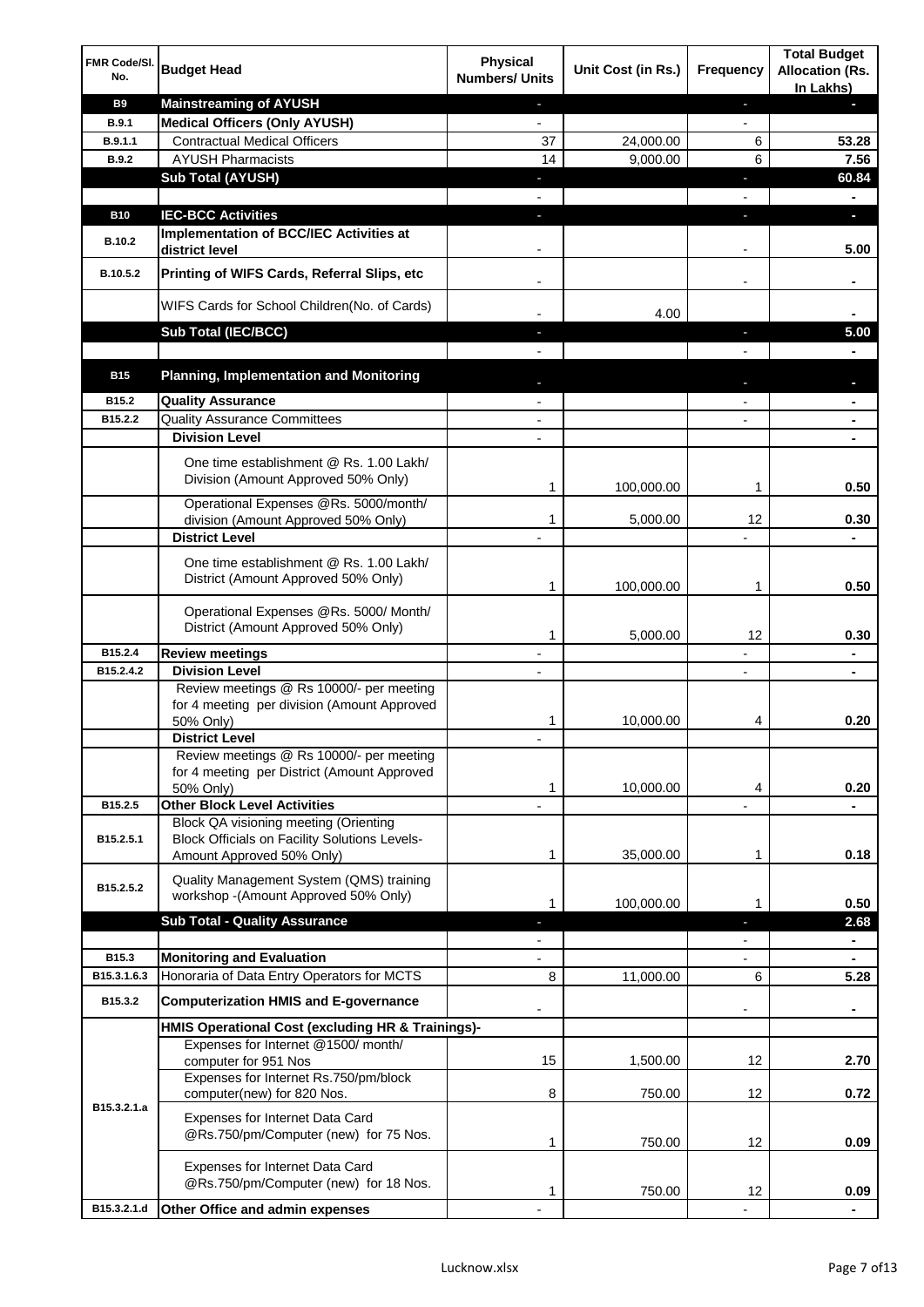| FMR Code/Sl. No. | Budget Head | Physical Numbers/ Units | Unit Cost (in Rs.) | Frequency | Total Budget Allocation (Rs. In Lakhs) |
|---|---|---|---|---|---|
| **B9** | **Mainstreaming of AYUSH** | - | | - | - |
| **B.9.1** | **Medical Officers (Only AYUSH)** | - | | - | |
| **B.9.1.1** | Contractual Medical Officers | 37 | 24,000.00 | 6 | **53.28** |
| **B.9.2** | AYUSH Pharmacists | 14 | 9,000.00 | 6 | **7.56** |
| | **Sub Total (AYUSH)** | - | | - | **60.84** |
| | | - | | - | - |
| **B10** | **IEC-BCC Activities** | - | | - | - |
| **B.10.2** | **Implementation of BCC/IEC Activities at district level** | - | | - | **5.00** |
| **B.10.5.2** | **Printing of WIFS Cards, Referral Slips, etc** | - | | - | - |
| | WIFS Cards for School Children(No. of Cards) | - | 4.00 | | - |
| | **Sub Total (IEC/BCC)** | - | | - | **5.00** |
| | | - | | - | - |
| **B15** | **Planning, Implementation and Monitoring** | - | | - | - |
| **B15.2** | **Quality Assurance** | - | | - | - |
| **B15.2.2** | Quality Assurance Committees | - | | - | - |
| | **Division Level** | - | | | - |
| | One time establishment @ Rs. 1.00 Lakh/ Division (Amount Approved 50% Only) | 1 | 100,000.00 | 1 | **0.50** |
| | Operational Expenses @Rs. 5000/month/ division (Amount Approved 50% Only) | 1 | 5,000.00 | 12 | **0.30** |
| | **District Level** | - | | - | - |
| | One time establishment @ Rs. 1.00 Lakh/ District (Amount Approved 50% Only) | 1 | 100,000.00 | 1 | **0.50** |
| | Operational Expenses @Rs. 5000/ Month/ District (Amount Approved 50% Only) | 1 | 5,000.00 | 12 | **0.30** |
| **B15.2.4** | **Review meetings** | - | | - | - |
| **B15.2.4.2** | **Division Level** | - | | - | - |
| | Review meetings @ Rs 10000/- per meeting for 4 meeting per division (Amount Approved 50% Only) | 1 | 10,000.00 | 4 | **0.20** |
| | **District Level** | - | | | |
| | Review meetings @ Rs 10000/- per meeting for 4 meeting per District (Amount Approved 50% Only) | 1 | 10,000.00 | 4 | **0.20** |
| **B15.2.5** | **Other Block Level Activities** | - | | - | - |
| **B15.2.5.1** | Block QA visioning meeting (Orienting Block Officials on Facility Solutions Levels- Amount Approved 50% Only) | 1 | 35,000.00 | 1 | **0.18** |
| **B15.2.5.2** | Quality Management System (QMS) training workshop -(Amount Approved 50% Only) | 1 | 100,000.00 | 1 | **0.50** |
| | **Sub Total - Quality Assurance** | - | | - | **2.68** |
| | | - | | - | - |
| **B15.3** | **Monitoring and Evaluation** | - | | - | - |
| **B15.3.1.6.3** | Honoraria of Data Entry Operators for MCTS | 8 | 11,000.00 | 6 | **5.28** |
| **B15.3.2** | **Computerization HMIS and E-governance** | - | | - | - |
| | **HMIS Operational Cost (excluding HR & Trainings)-** | | | | |
| **B15.3.2.1.a** | Expenses for Internet @1500/ month/ computer for 951 Nos | 15 | 1,500.00 | 12 | **2.70** |
| | Expenses for Internet Rs.750/pm/block computer(new) for 820 Nos. | 8 | 750.00 | 12 | **0.72** |
| | Expenses for Internet Data Card @Rs.750/pm/Computer (new) for 75 Nos. | 1 | 750.00 | 12 | **0.09** |
| | Expenses for Internet Data Card @Rs.750/pm/Computer (new) for 18 Nos. | 1 | 750.00 | 12 | **0.09** |
| **B15.3.2.1.d** | **Other Office and admin expenses** | - | | - | - |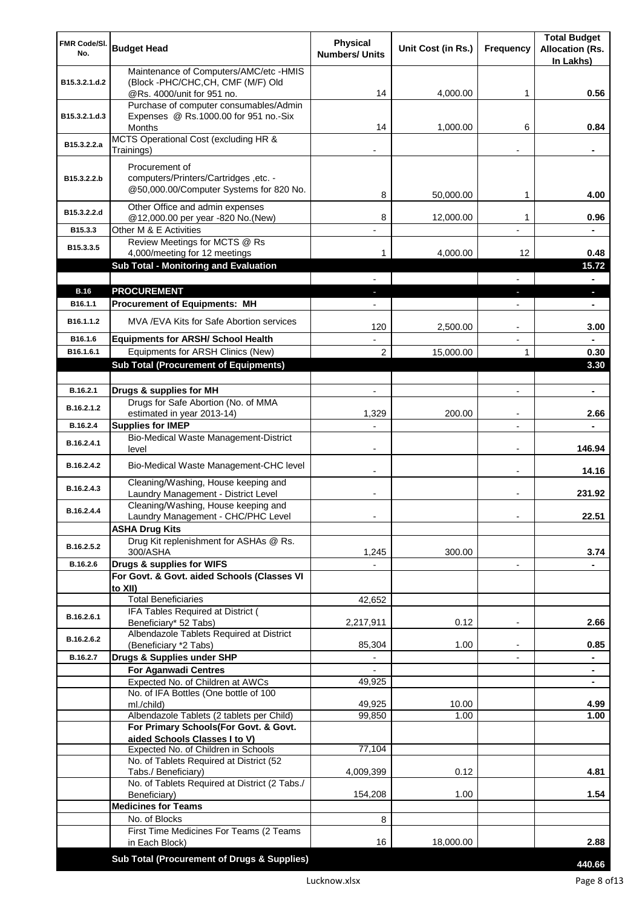| FMR Code/Sl. No. | Budget Head | Physical Numbers/ Units | Unit Cost (in Rs.) | Frequency | Total Budget Allocation (Rs. In Lakhs) |
|---|---|---|---|---|---|
| B15.3.2.1.d.2 | Maintenance of Computers/AMC/etc -HMIS (Block -PHC/CHC,CH, CMF (M/F) Old @Rs. 4000/unit for 951 no. | 14 | 4,000.00 | 1 | 0.56 |
| B15.3.2.1.d.3 | Purchase of computer consumables/Admin Expenses @ Rs.1000.00 for 951 no.-Six Months | 14 | 1,000.00 | 6 | 0.84 |
| B15.3.2.2.a | MCTS Operational Cost (excluding HR & Trainings) | - | | - | - |
| B15.3.2.2.b | Procurement of computers/Printers/Cartridges ,etc. - @50,000.00/Computer Systems for 820 No. | 8 | 50,000.00 | 1 | 4.00 |
| B15.3.2.2.d | Other Office and admin expenses @12,000.00 per year -820 No.(New) | 8 | 12,000.00 | 1 | 0.96 |
| B15.3.3 | Other M & E Activities | - | | - | - |
| B15.3.3.5 | Review Meetings for MCTS @ Rs 4,000/meeting for 12 meetings | 1 | 4,000.00 | 12 | 0.48 |
| | **Sub Total - Monitoring and Evaluation** | | | | **15.72** |
| | | - | | - | - |
| **B.16** | **PROCUREMENT** | - | | - | - |
| B16.1.1 | **Procurement of Equipments: MH** | - | | - | - |
| B16.1.1.2 | MVA /EVA Kits for Safe Abortion services | 120 | 2,500.00 | - | 3.00 |
| B16.1.6 | **Equipments for ARSH/ School Health** | - | | - | - |
| B16.1.6.1 | Equipments for ARSH Clinics (New) | 2 | 15,000.00 | 1 | 0.30 |
| | **Sub Total (Procurement of Equipments)** | | | | **3.30** |
| | | | | | |
| B.16.2.1 | **Drugs & supplies for MH** | - | | - | - |
| B.16.2.1.2 | Drugs for Safe Abortion (No. of MMA estimated in year 2013-14) | 1,329 | 200.00 | - | 2.66 |
| B.16.2.4 | **Supplies for IMEP** | - | | - | - |
| B.16.2.4.1 | Bio-Medical Waste Management-District level | - | | - | 146.94 |
| B.16.2.4.2 | Bio-Medical Waste Management-CHC level | - | | - | 14.16 |
| B.16.2.4.3 | Cleaning/Washing, House keeping and Laundry Management - District Level | - | | - | 231.92 |
| B.16.2.4.4 | Cleaning/Washing, House keeping and Laundry Management - CHC/PHC Level | - | | - | 22.51 |
| | **ASHA Drug Kits** | | | | |
| B.16.2.5.2 | Drug Kit replenishment for ASHAs @ Rs. 300/ASHA | 1,245 | 300.00 | | 3.74 |
| B.16.2.6 | **Drugs & supplies for WIFS** | - | | - | - |
| | **For Govt. & Govt. aided Schools (Classes VI to XII)** | | | | |
| | Total Beneficiaries | 42,652 | | | |
| B.16.2.6.1 | IFA Tables Required at District ( Beneficiary* 52 Tabs) | 2,217,911 | 0.12 | - | 2.66 |
| B.16.2.6.2 | Albendazole Tablets Required at District (Beneficiary *2 Tabs) | 85,304 | 1.00 | - | 0.85 |
| B.16.2.7 | **Drugs & Supplies under SHP** | - | | - | - |
| | **For Aganwadi Centres** | - | | | - |
| | Expected No. of Children at AWCs | 49,925 | | | - |
| | No. of IFA Bottles (One bottle of 100 ml./child) | 49,925 | 10.00 | | 4.99 |
| | Albendazole Tablets (2 tablets per Child) | 99,850 | 1.00 | | 1.00 |
| | **For Primary Schools(For Govt. & Govt. aided Schools Classes I to V)** | | | | |
| | Expected No. of Children in Schools | 77,104 | | | |
| | No. of Tablets Required at District (52 Tabs./ Beneficiary) | 4,009,399 | 0.12 | | 4.81 |
| | No. of Tablets Required at District (2 Tabs./ Beneficiary) | 154,208 | 1.00 | | 1.54 |
| | **Medicines for Teams** | | | | |
| | No. of Blocks | 8 | | | |
| | First Time Medicines For Teams (2 Teams in Each Block) | 16 | 18,000.00 | | 2.88 |
| | **Sub Total (Procurement of Drugs & Supplies)** | | | | **440.66** |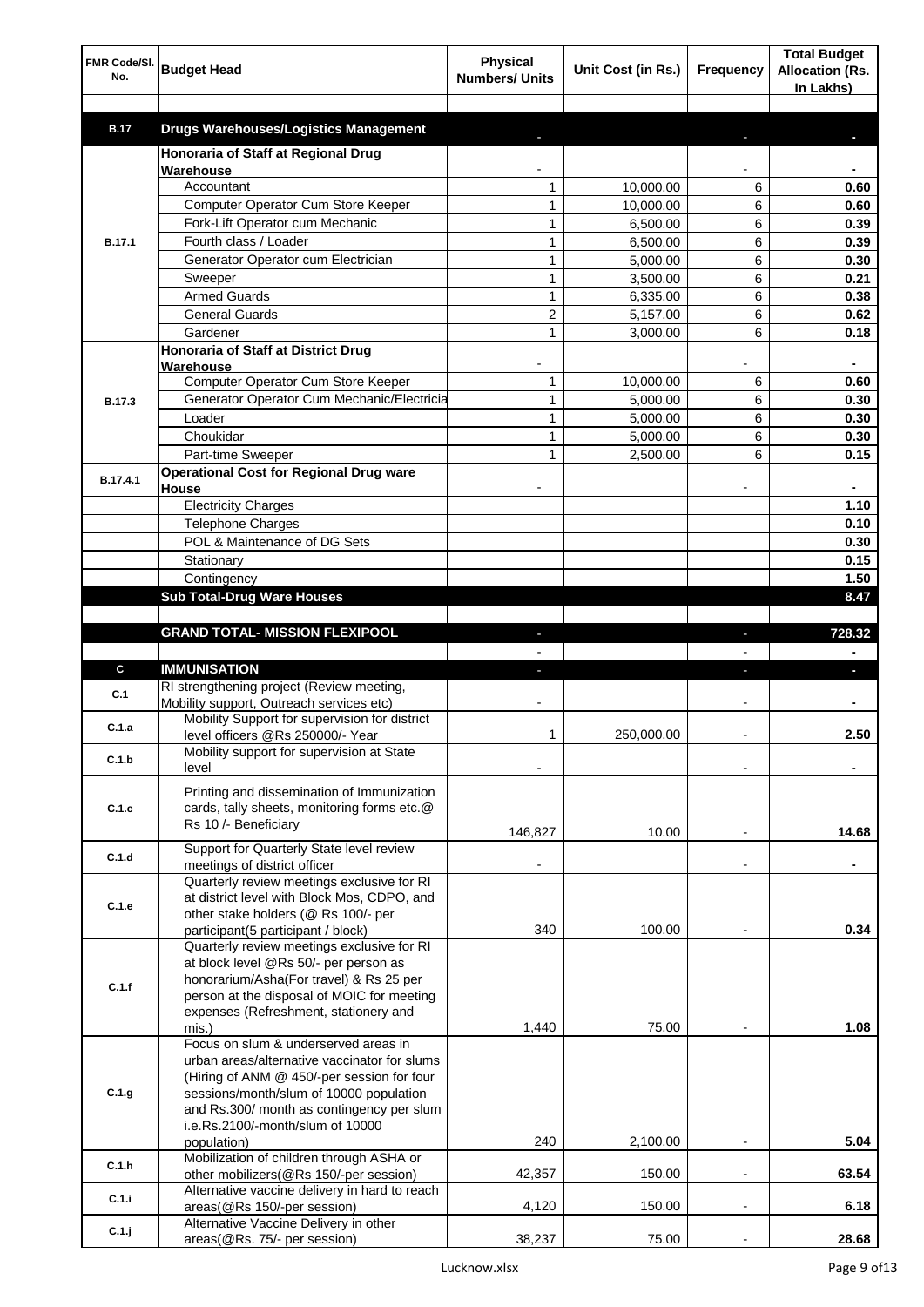| FMR Code/Sl. No. | Budget Head | Physical Numbers/ Units | Unit Cost (in Rs.) | Frequency | Total Budget Allocation (Rs. In Lakhs) |
|---|---|---|---|---|---|
| | | | | | |
| B.17 | **Drugs Warehouses/Logistics Management** | - | | - | - |
| B.17.1 | **Honoraria of Staff at Regional Drug Warehouse** | - | | - | - |
| | Accountant | 1 | 10,000.00 | 6 | 0.60 |
| | Computer Operator Cum Store Keeper | 1 | 10,000.00 | 6 | 0.60 |
| | Fork-Lift Operator cum Mechanic | 1 | 6,500.00 | 6 | 0.39 |
| | Fourth class / Loader | 1 | 6,500.00 | 6 | 0.39 |
| | Generator Operator cum Electrician | 1 | 5,000.00 | 6 | 0.30 |
| | Sweeper | 1 | 3,500.00 | 6 | 0.21 |
| | Armed Guards | 1 | 6,335.00 | 6 | 0.38 |
| | General Guards | 2 | 5,157.00 | 6 | 0.62 |
| | Gardener | 1 | 3,000.00 | 6 | 0.18 |
| B.17.3 | **Honoraria of Staff at District Drug Warehouse** | - | | - | - |
| | Computer Operator Cum Store Keeper | 1 | 10,000.00 | 6 | 0.60 |
| | Generator Operator Cum Mechanic/Electricia | 1 | 5,000.00 | 6 | 0.30 |
| | Loader | 1 | 5,000.00 | 6 | 0.30 |
| | Choukidar | 1 | 5,000.00 | 6 | 0.30 |
| | Part-time Sweeper | 1 | 2,500.00 | 6 | 0.15 |
| B.17.4.1 | **Operational Cost for Regional Drug ware House** | - | | - | - |
| | Electricity Charges | | | | 1.10 |
| | Telephone Charges | | | | 0.10 |
| | POL & Maintenance of DG Sets | | | | 0.30 |
| | Stationary | | | | 0.15 |
| | Contingency | | | | 1.50 |
| | **Sub Total-Drug Ware Houses** | | | | **8.47** |
| | | | | | |
| | **GRAND TOTAL- MISSION FLEXIPOOL** | - | | - | **728.32** |
| | | - | | - | - |
| C | **IMMUNISATION** | - | | - | - |
| C.1 | RI strengthening project (Review meeting, Mobility support, Outreach services etc) | - | | - | - |
| C.1.a | Mobility Support for supervision for district level officers @Rs 250000/- Year | 1 | 250,000.00 | - | 2.50 |
| C.1.b | Mobility support for supervision at State level | - | | - | - |
| C.1.c | Printing and dissemination of Immunization cards, tally sheets, monitoring forms etc.@ Rs 10 /- Beneficiary | 146,827 | 10.00 | - | 14.68 |
| C.1.d | Support for Quarterly State level review meetings of district officer | - | | - | - |
| C.1.e | Quarterly review meetings exclusive for RI at district level with Block Mos, CDPO, and other stake holders (@ Rs 100/- per participant(5 participant / block) | 340 | 100.00 | - | 0.34 |
| C.1.f | Quarterly review meetings exclusive for RI at block level @Rs 50/- per person as honorarium/Asha(For travel) & Rs 25 per person at the disposal of MOIC for meeting expenses (Refreshment, stationery and mis.) | 1,440 | 75.00 | - | 1.08 |
| C.1.g | Focus on slum & underserved areas in urban areas/alternative vaccinator for slums (Hiring of ANM @ 450/-per session for four sessions/month/slum of 10000 population and Rs.300/ month as contingency per slum i.e.Rs.2100/-month/slum of 10000 population) | 240 | 2,100.00 | - | 5.04 |
| C.1.h | Mobilization of children through ASHA or other mobilizers(@Rs 150/-per session) | 42,357 | 150.00 | - | 63.54 |
| C.1.i | Alternative vaccine delivery in hard to reach areas(@Rs 150/-per session) | 4,120 | 150.00 | - | 6.18 |
| C.1.j | Alternative Vaccine Delivery in other areas(@Rs. 75/- per session) | 38,237 | 75.00 | - | 28.68 |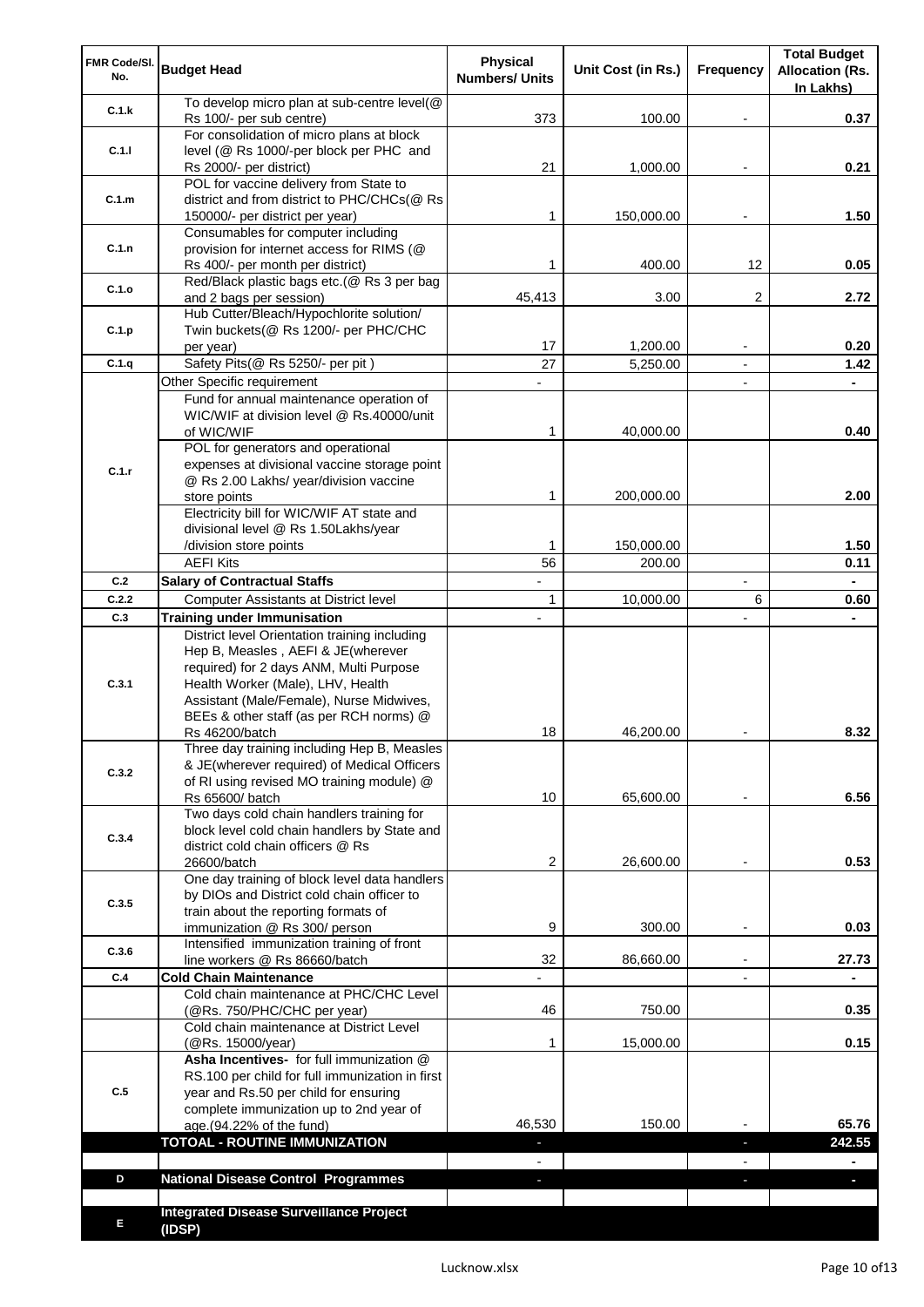| FMR Code/Sl. No. | Budget Head | Physical Numbers/ Units | Unit Cost (in Rs.) | Frequency | Total Budget Allocation (Rs. In Lakhs) |
|---|---|---|---|---|---|
| C.1.k | To develop micro plan at sub-centre level(@ Rs 100/- per sub centre) | 373 | 100.00 | - | 0.37 |
| C.1.l | For consolidation of micro plans at block level (@ Rs 1000/-per block per PHC and Rs 2000/- per district) | 21 | 1,000.00 | - | 0.21 |
| C.1.m | POL for vaccine delivery from State to district and from district to PHC/CHCs(@ Rs 150000/- per district per year) | 1 | 150,000.00 | - | 1.50 |
| C.1.n | Consumables for computer including provision for internet access for RIMS (@ Rs 400/- per month per district) | 1 | 400.00 | 12 | 0.05 |
| C.1.o | Red/Black plastic bags etc.(@ Rs 3 per bag and 2 bags per session) | 45,413 | 3.00 | 2 | 2.72 |
| C.1.p | Hub Cutter/Bleach/Hypochlorite solution/ Twin buckets(@ Rs 1200/- per PHC/CHC per year) | 17 | 1,200.00 | - | 0.20 |
| C.1.q | Safety Pits(@ Rs 5250/- per pit ) | 27 | 5,250.00 | - | 1.42 |
| C.1.r | Other Specific requirement | - | | - | - |
| | Fund for annual maintenance operation of WIC/WIF at division level @ Rs.40000/unit of WIC/WIF | 1 | 40,000.00 | | 0.40 |
| | POL for generators and operational expenses at divisional vaccine storage point @ Rs 2.00 Lakhs/ year/division vaccine store points | 1 | 200,000.00 | | 2.00 |
| | Electricity bill for WIC/WIF AT state and divisional level @ Rs 1.50Lakhs/year /division store points | 1 | 150,000.00 | | 1.50 |
| | AEFI Kits | 56 | 200.00 | | 0.11 |
| C.2 | **Salary of Contractual Staffs** | - | | - | - |
| C.2.2 | Computer Assistants at District level | 1 | 10,000.00 | 6 | 0.60 |
| C.3 | **Training under Immunisation** | - | | - | - |
| C.3.1 | District level Orientation training including Hep B, Measles , AEFI & JE(wherever required) for 2 days ANM, Multi Purpose Health Worker (Male), LHV, Health Assistant (Male/Female), Nurse Midwives, BEEs & other staff (as per RCH norms) @ Rs 46200/batch | 18 | 46,200.00 | - | 8.32 |
| C.3.2 | Three day training including Hep B, Measles & JE(wherever required) of Medical Officers of RI using revised MO training module) @ Rs 65600/ batch | 10 | 65,600.00 | - | 6.56 |
| C.3.4 | Two days cold chain handlers training for block level cold chain handlers by State and district cold chain officers @ Rs 26600/batch | 2 | 26,600.00 | - | 0.53 |
| C.3.5 | One day training of block level data handlers by DIOs and District cold chain officer to train about the reporting formats of immunization @ Rs 300/ person | 9 | 300.00 | - | 0.03 |
| C.3.6 | Intensified immunization training of front line workers @ Rs 86660/batch | 32 | 86,660.00 | - | 27.73 |
| C.4 | **Cold Chain Maintenance** | - | | - | - |
| | Cold chain maintenance at PHC/CHC Level (@Rs. 750/PHC/CHC per year) | 46 | 750.00 | | 0.35 |
| | Cold chain maintenance at District Level (@Rs. 15000/year) | 1 | 15,000.00 | | 0.15 |
| C.5 | **Asha Incentives-** for full immunization @ RS.100 per child for full immunization in first year and Rs.50 per child for ensuring complete immunization up to 2nd year of age.(94.22% of the fund) | 46,530 | 150.00 | - | 65.76 |
| | **TOTOAL - ROUTINE IMMUNIZATION** | - | | - | **242.55** |
| | | - | | - | - |
| D | **National Disease Control Programmes** | - | | - | - |
| | | | | | |
| E | **Integrated Disease Surveillance Project (IDSP)** | | | | |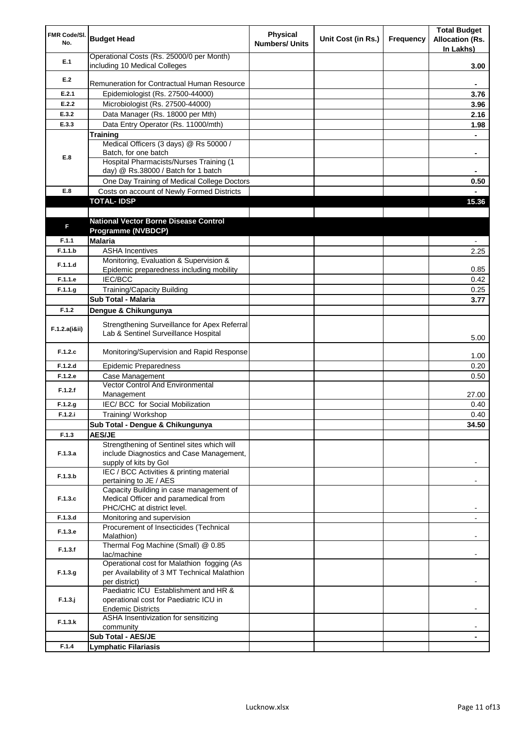| FMR Code/Sl. No. | Budget Head | Physical Numbers/ Units | Unit Cost (in Rs.) | Frequency | Total Budget Allocation (Rs. In Lakhs) |
|---|---|---|---|---|---|
| E.1 | Operational Costs (Rs. 25000/0 per Month) including 10 Medical Colleges | | | | 3.00 |
| E.2 | Remuneration for Contractual Human Resource | | | | - |
| E.2.1 | Epidemiologist (Rs. 27500-44000) | | | | 3.76 |
| E.2.2 | Microbiologist (Rs. 27500-44000) | | | | 3.96 |
| E.3.2 | Data Manager (Rs. 18000 per Mth) | | | | 2.16 |
| E.3.3 | Data Entry Operator (Rs. 11000/mth) | | | | 1.98 |
| E.8 | **Training** | | | | - |
| | Medical Officers (3 days) @ Rs 50000 / Batch, for one batch | | | | - |
| | Hospital Pharmacists/Nurses Training (1 day) @ Rs.38000 / Batch for 1 batch | | | | - |
| | One Day Training of Medical College Doctors | | | | 0.50 |
| E.8 | Costs on account of Newly Formed Districts | | | | - |
| | **TOTAL- IDSP** | | | | **15.36** |
| | | | | | |
| F | **National Vector Borne Disease Control Programme (NVBDCP)** | | | | |
| F.1.1 | **Malaria** | | | | - |
| F.1.1.b | ASHA Incentives | | | | 2.25 |
| F.1.1.d | Monitoring, Evaluation & Supervision & Epidemic preparedness including mobility | | | | 0.85 |
| F.1.1.e | IEC/BCC | | | | 0.42 |
| F.1.1.g | Training/Capacity Building | | | | 0.25 |
| | **Sub Total - Malaria** | | | | **3.77** |
| F.1.2 | **Dengue & Chikungunya** | | | | |
| F.1.2.a(i&ii) | Strengthening Surveillance for Apex Referral Lab & Sentinel Surveillance Hospital | | | | 5.00 |
| F.1.2.c | Monitoring/Supervision and Rapid Response | | | | 1.00 |
| F.1.2.d | Epidemic Preparedness | | | | 0.20 |
| F.1.2.e | Case Management | | | | 0.50 |
| F.1.2.f | Vector Control And Environmental Management | | | | 27.00 |
| F.1.2.g | IEC/ BCC for Social Mobilization | | | | 0.40 |
| F.1.2.i | Training/ Workshop | | | | 0.40 |
| | **Sub Total - Dengue & Chikungunya** | | | | **34.50** |
| F.1.3 | **AES/JE** | | | | |
| F.1.3.a | Strengthening of Sentinel sites which will include Diagnostics and Case Management, supply of kits by GoI | | | | - |
| F.1.3.b | IEC / BCC Activities & printing material pertaining to JE / AES | | | | - |
| F.1.3.c | Capacity Building in case management of Medical Officer and paramedical from PHC/CHC at district level. | | | | - |
| F.1.3.d | Monitoring and supervision | | | | - |
| F.1.3.e | Procurement of Insecticides (Technical Malathion) | | | | - |
| F.1.3.f | Thermal Fog Machine (Small) @ 0.85 lac/machine | | | | - |
| F.1.3.g | Operational cost for Malathion fogging (As per Availability of 3 MT Technical Malathion per district) | | | | - |
| F.1.3.j | Paediatric ICU Establishment and HR & operational cost for Paediatric ICU in Endemic Districts | | | | - |
| F.1.3.k | ASHA Insentivization for sensitizing community | | | | - |
| | **Sub Total - AES/JE** | | | | **-** |
| F.1.4 | **Lymphatic Filariasis** | | | | |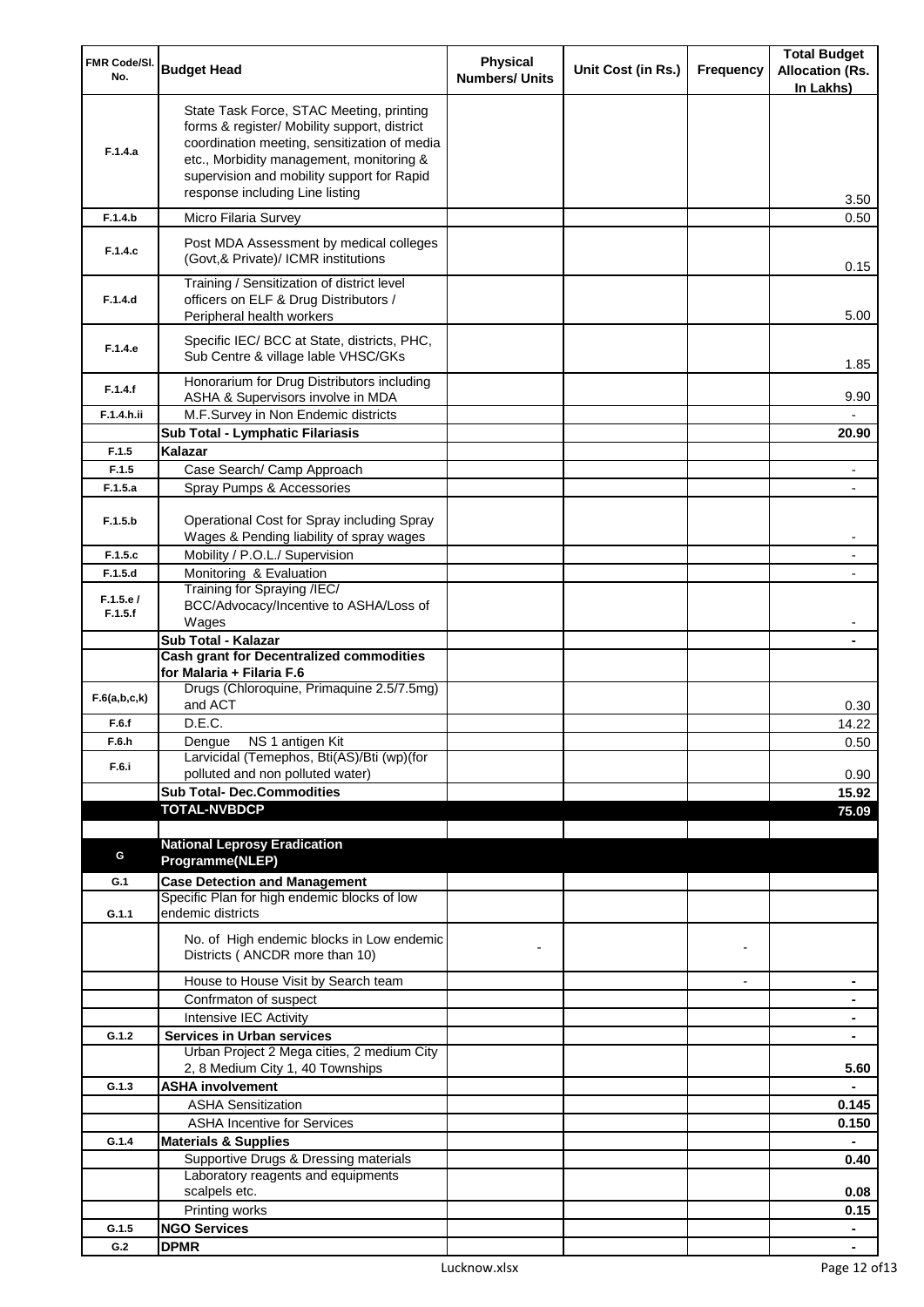| FMR Code/Sl. No. | Budget Head | Physical Numbers/ Units | Unit Cost (in Rs.) | Frequency | Total Budget Allocation (Rs. In Lakhs) |
|---|---|---|---|---|---|
| F.1.4.a | State Task Force, STAC Meeting, printing forms & register/ Mobility support, district coordination meeting, sensitization of media etc., Morbidity management, monitoring & supervision and mobility support for Rapid response including Line listing | | | | 3.50 |
| F.1.4.b | Micro Filaria Survey | | | | 0.50 |
| F.1.4.c | Post MDA Assessment by medical colleges (Govt,& Private)/ ICMR institutions | | | | 0.15 |
| F.1.4.d | Training / Sensitization of district level officers on ELF & Drug Distributors / Peripheral health workers | | | | 5.00 |
| F.1.4.e | Specific IEC/ BCC at State, districts, PHC, Sub Centre & village lable VHSC/GKs | | | | 1.85 |
| F.1.4.f | Honorarium for Drug Distributors including ASHA & Supervisors involve in MDA | | | | 9.90 |
| F.1.4.h.ii | M.F.Survey in Non Endemic districts | | | | - |
| | **Sub Total - Lymphatic Filariasis** | | | | **20.90** |
| F.1.5 | **Kalazar** | | | | |
| F.1.5 | Case Search/ Camp Approach | | | | - |
| F.1.5.a | Spray Pumps & Accessories | | | | - |
| F.1.5.b | Operational Cost for Spray including Spray Wages & Pending liability of spray wages | | | | - |
| F.1.5.c | Mobility / P.O.L./ Supervision | | | | - |
| F.1.5.d | Monitoring & Evaluation | | | | - |
| F.1.5.e / F.1.5.f | Training for Spraying /IEC/ BCC/Advocacy/Incentive to ASHA/Loss of Wages | | | | - |
| | **Sub Total - Kalazar** | | | | **-** |
| | **Cash grant for Decentralized commodities for Malaria + Filaria F.6** | | | | |
| F.6(a,b,c,k) | Drugs (Chloroquine, Primaquine 2.5/7.5mg) and ACT | | | | 0.30 |
| F.6.f | D.E.C. | | | | 14.22 |
| F.6.h | Dengue NS 1 antigen Kit | | | | 0.50 |
| F.6.i | Larvicidal (Temephos, Bti(AS)/Bti (wp)(for polluted and non polluted water) | | | | 0.90 |
| | **Sub Total- Dec.Commodities** | | | | **15.92** |
| | **TOTAL-NVBDCP** | | | | **75.09** |
| | | | | | |
| G | **National Leprosy Eradication Programme(NLEP)** | | | | |
| G.1 | **Case Detection and Management** | | | | |
| G.1.1 | Specific Plan for high endemic blocks of low endemic districts | | | | |
| | No. of High endemic blocks in Low endemic Districts ( ANCDR more than 10) | - | | - | |
| | House to House Visit by Search team | | | - | **-** |
| | Confrmaton of suspect | | | | **-** |
| | Intensive IEC Activity | | | | **-** |
| G.1.2 | **Services in Urban services** | | | | **-** |
| | Urban Project 2 Mega cities, 2 medium City 2, 8 Medium City 1, 40 Townships | | | | **5.60** |
| G.1.3 | **ASHA involvement** | | | | **-** |
| | ASHA Sensitization | | | | **0.145** |
| | ASHA Incentive for Services | | | | **0.150** |
| G.1.4 | **Materials & Supplies** | | | | **-** |
| | Supportive Drugs & Dressing materials | | | | **0.40** |
| | Laboratory reagents and equipments scalpels etc. | | | | **0.08** |
| | Printing works | | | | **0.15** |
| G.1.5 | **NGO Services** | | | | **-** |
| G.2 | **DPMR** | | | | **-** |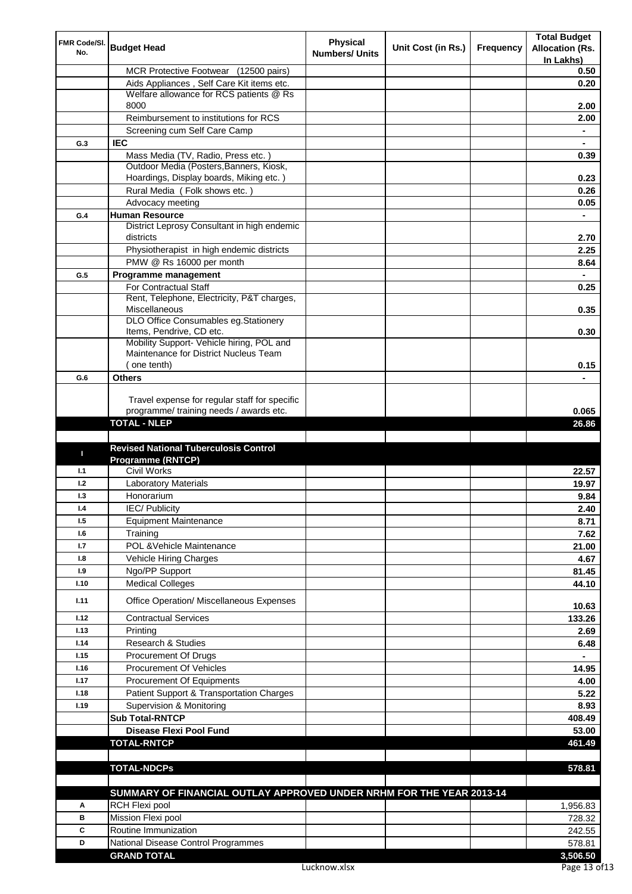| FMR Code/Sl. No. | Budget Head | Physical Numbers/ Units | Unit Cost (in Rs.) | Frequency | Total Budget Allocation (Rs. In Lakhs) |
|---|---|---|---|---|---|
| | MCR Protective Footwear (12500 pairs) | | | | 0.50 |
| | Aids Appliances , Self Care Kit items etc. | | | | 0.20 |
| | Welfare allowance for RCS patients @ Rs 8000 | | | | 2.00 |
| | Reimbursement to institutions for RCS | | | | 2.00 |
| | Screening cum Self Care Camp | | | | - |
| G.3 | **IEC** | | | | - |
| | Mass Media (TV, Radio, Press etc. ) | | | | 0.39 |
| | Outdoor Media (Posters,Banners, Kiosk, Hoardings, Display boards, Miking etc. ) | | | | 0.23 |
| | Rural Media ( Folk shows etc. ) | | | | 0.26 |
| | Advocacy meeting | | | | 0.05 |
| G.4 | **Human Resource** | | | | - |
| | District Leprosy Consultant in high endemic districts | | | | 2.70 |
| | Physiotherapist in high endemic districts | | | | 2.25 |
| | PMW @ Rs 16000 per month | | | | 8.64 |
| G.5 | **Programme management** | | | | - |
| | For Contractual Staff | | | | 0.25 |
| | Rent, Telephone, Electricity, P&T charges, Miscellaneous | | | | 0.35 |
| | DLO Office Consumables eg.Stationery Items, Pendrive, CD etc. | | | | 0.30 |
| | Mobility Support- Vehicle hiring, POL and Maintenance for District Nucleus Team ( one tenth) | | | | 0.15 |
| G.6 | **Others** | | | | - |
| | Travel expense for regular staff for specific programme/ training needs / awards etc. | | | | 0.065 |
| | **TOTAL - NLEP** | | | | **26.86** |
| | | | | | |
| I | **Revised National Tuberculosis Control Programme (RNTCP)** | | | | |
| I.1 | Civil Works | | | | 22.57 |
| I.2 | Laboratory Materials | | | | 19.97 |
| I.3 | Honorarium | | | | 9.84 |
| I.4 | IEC/ Publicity | | | | 2.40 |
| I.5 | Equipment Maintenance | | | | 8.71 |
| I.6 | Training | | | | 7.62 |
| I.7 | POL &Vehicle Maintenance | | | | 21.00 |
| I.8 | Vehicle Hiring Charges | | | | 4.67 |
| I.9 | Ngo/PP Support | | | | 81.45 |
| I.10 | Medical Colleges | | | | 44.10 |
| I.11 | Office Operation/ Miscellaneous Expenses | | | | 10.63 |
| I.12 | Contractual Services | | | | 133.26 |
| I.13 | Printing | | | | 2.69 |
| I.14 | Research & Studies | | | | 6.48 |
| I.15 | Procurement Of Drugs | | | | - |
| I.16 | Procurement Of Vehicles | | | | 14.95 |
| I.17 | Procurement Of Equipments | | | | 4.00 |
| I.18 | Patient Support & Transportation Charges | | | | 5.22 |
| I.19 | Supervision & Monitoring | | | | 8.93 |
| | **Sub Total-RNTCP** | | | | **408.49** |
| | **Disease Flexi Pool Fund** | | | | **53.00** |
| | **TOTAL-RNTCP** | | | | **461.49** |
| | | | | | |
| | **TOTAL-NDCPs** | | | | **578.81** |
| | | | | | |
| | **SUMMARY OF FINANCIAL OUTLAY APPROVED UNDER NRHM FOR THE YEAR 2013-14** | | | | |
| A | RCH Flexi pool | | | | 1,956.83 |
| B | Mission Flexi pool | | | | 728.32 |
| C | Routine Immunization | | | | 242.55 |
| D | National Disease Control Programmes | | | | 578.81 |
| | **GRAND TOTAL** | | | | **3,506.50** |